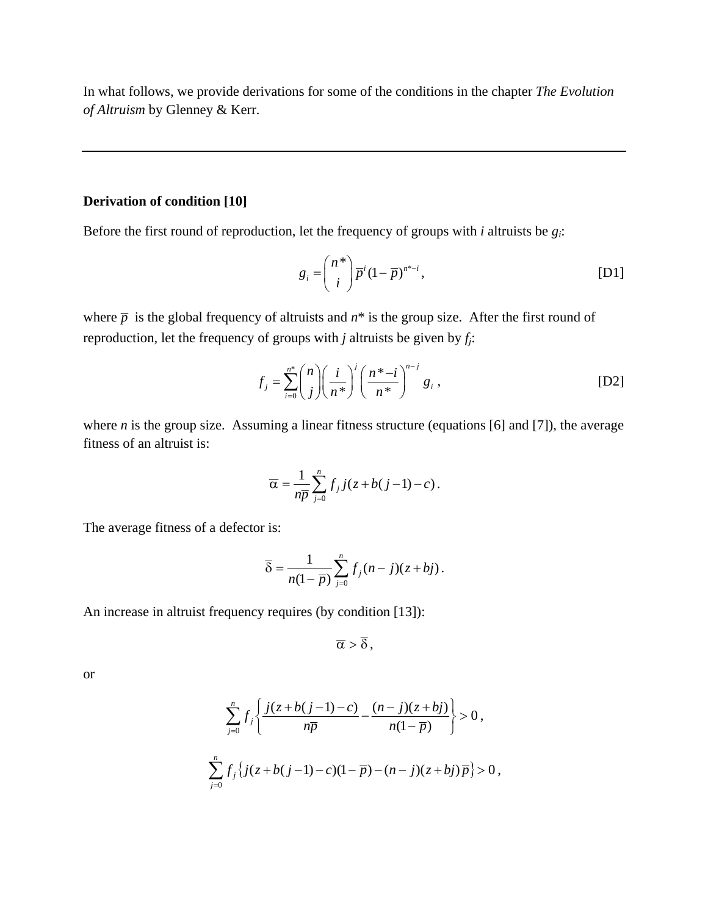In what follows, we provide derivations for some of the conditions in the chapter *The Evolution of Altruism* by Glenney & Kerr.

---

**Derivation of condition [10]**

Before the first round of reproduction, let the frequency of groups with *i* altruists be $g_i$:

$$g_i = \binom{n^*}{i} \overline{p}^{\,i} (1-\overline{p})^{n^*-i}, \tag{D1}$$

where $\overline{p}$ is the global frequency of altruists and $n^*$ is the group size. After the first round of reproduction, let the frequency of groups with *j* altruists be given by $f_j$:

$$f_j = \sum_{i=0}^{n^*} \binom{n}{j} \left(\frac{i}{n^*}\right)^j \left(\frac{n^*-i}{n^*}\right)^{n-j} g_i \,, \tag{D2}$$

where *n* is the group size. Assuming a linear fitness structure (equations [6] and [7]), the average fitness of an altruist is:

$$\overline{\alpha} = \frac{1}{n\overline{p}} \sum_{j=0}^{n} f_j \, j(z + b(j-1) - c)\,.$$

The average fitness of a defector is:

$$\overline{\delta} = \frac{1}{n(1-\overline{p})} \sum_{j=0}^{n} f_j (n-j)(z + bj)\,.$$

An increase in altruist frequency requires (by condition [13]):

$$\overline{\alpha} > \overline{\delta}\,,$$

or

$$\sum_{j=0}^{n} f_j \left\{ \frac{j(z + b(j-1) - c)}{n\overline{p}} - \frac{(n-j)(z+bj)}{n(1-\overline{p})} \right\} > 0\,,$$

$$\sum_{j=0}^{n} f_j \left\{ j(z + b(j-1) - c)(1-\overline{p}) - (n-j)(z+bj)\overline{p} \right\} > 0\,,$$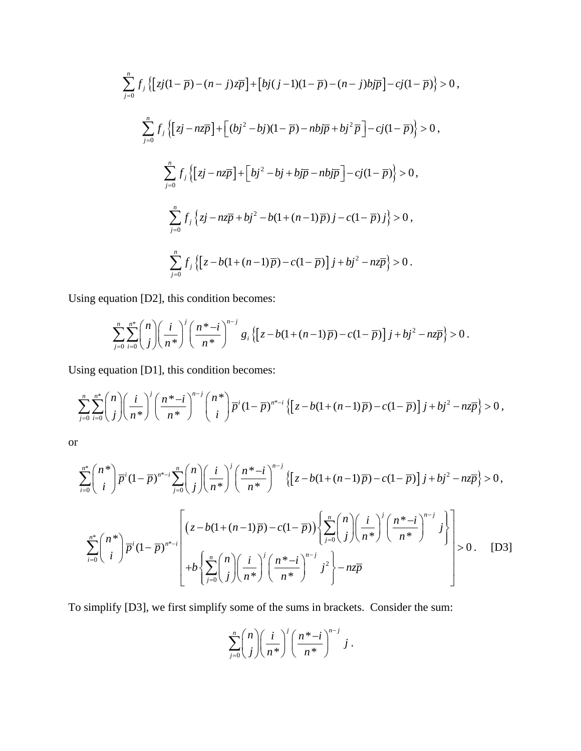$$\sum_{j=0}^{n} f_j \left\{ \left[ zj(1-\overline{p}) - (n-j)z\overline{p} \right] + \left[ bj(j-1)(1-\overline{p}) - (n-j)bj\overline{p} \right] - cj(1-\overline{p}) \right\} > 0 \,,$$

$$\sum_{j=0}^{n} f_j \left\{ \left[ zj - nz\overline{p} \right] + \left[ (bj^2 - bj)(1-\overline{p}) - nbj\overline{p} + bj^2\overline{p} \right] - cj(1-\overline{p}) \right\} > 0 \,,$$

$$\sum_{j=0}^{n} f_j \left\{ \left[ zj - nz\overline{p} \right] + \left[ bj^2 - bj + bj\overline{p} - nbj\overline{p} \right] - cj(1-\overline{p}) \right\} > 0 \,,$$

$$\sum_{j=0}^{n} f_j \left\{ zj - nz\overline{p} + bj^2 - b(1+(n-1)\overline{p})\,j - c(1-\overline{p})\,j \right\} > 0 \,,$$

$$\sum_{j=0}^{n} f_j \left\{ \left[ z - b(1+(n-1)\overline{p}) - c(1-\overline{p}) \right] j + bj^2 - nz\overline{p} \right\} > 0 \,.$$

Using equation [D2], this condition becomes:

$$\sum_{j=0}^{n} \sum_{i=0}^{n^*} \binom{n}{j} \left( \frac{i}{n^*} \right)^j \left( \frac{n^*-i}{n^*} \right)^{n-j} g_i \left\{ \left[ z - b(1+(n-1)\overline{p}) - c(1-\overline{p}) \right] j + bj^2 - nz\overline{p} \right\} > 0 \,.$$

Using equation [D1], this condition becomes:

$$\sum_{j=0}^{n} \sum_{i=0}^{n^*} \binom{n}{j} \left( \frac{i}{n^*} \right)^j \left( \frac{n^*-i}{n^*} \right)^{n-j} \binom{n^*}{i} \overline{p}^i (1-\overline{p})^{n^*-i} \left\{ \left[ z - b(1+(n-1)\overline{p}) - c(1-\overline{p}) \right] j + bj^2 - nz\overline{p} \right\} > 0 \,,$$

or

$$\sum_{i=0}^{n^*} \binom{n^*}{i} \overline{p}^i (1-\overline{p})^{n^*-i} \sum_{j=0}^{n} \binom{n}{j} \left( \frac{i}{n^*} \right)^j \left( \frac{n^*-i}{n^*} \right)^{n-j} \left\{ \left[ z - b(1+(n-1)\overline{p}) - c(1-\overline{p}) \right] j + bj^2 - nz\overline{p} \right\} > 0 \,,$$

$$\sum_{i=0}^{n^*} \binom{n^*}{i} \overline{p}^i (1-\overline{p})^{n^*-i} \left[ \begin{array}{l} \left( z - b(1+(n-1)\overline{p}) - c(1-\overline{p}) \right) \left\{ \sum_{j=0}^{n} \binom{n}{j} \left( \frac{i}{n^*} \right)^j \left( \frac{n^*-i}{n^*} \right)^{n-j} j \right\} \\ + b \left\{ \sum_{j=0}^{n} \binom{n}{j} \left( \frac{i}{n^*} \right)^j \left( \frac{n^*-i}{n^*} \right)^{n-j} j^2 \right\} - nz\overline{p} \end{array} \right] > 0 \,. \qquad \text{[D3]}$$

To simplify [D3], we first simplify some of the sums in brackets. Consider the sum:

$$\sum_{j=0}^{n} \binom{n}{j} \left( \frac{i}{n^*} \right)^j \left( \frac{n^*-i}{n^*} \right)^{n-j} j \,.$$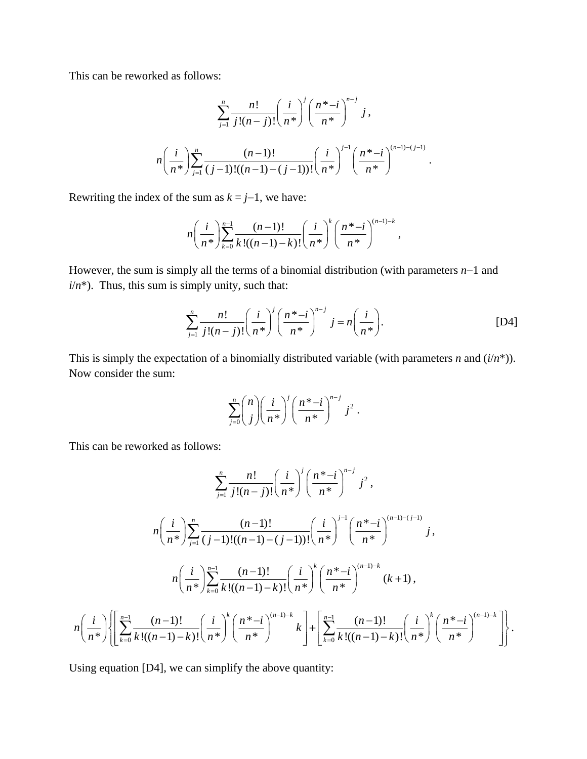This can be reworked as follows:

$$\sum_{j=1}^{n} \frac{n!}{j!(n-j)!} \left(\frac{i}{n^*}\right)^{j} \left(\frac{n^*-i}{n^*}\right)^{n-j} j\,,$$

$$n\left(\frac{i}{n^*}\right) \sum_{j=1}^{n} \frac{(n-1)!}{(j-1)!((n-1)-(j-1))!} \left(\frac{i}{n^*}\right)^{j-1} \left(\frac{n^*-i}{n^*}\right)^{(n-1)-(j-1)}.$$

Rewriting the index of the sum as $k = j–1$, we have:

$$n\left(\frac{i}{n^*}\right) \sum_{k=0}^{n-1} \frac{(n-1)!}{k!((n-1)-k)!} \left(\frac{i}{n^*}\right)^{k} \left(\frac{n^*-i}{n^*}\right)^{(n-1)-k},$$

However, the sum is simply all the terms of a binomial distribution (with parameters $n–1$ and $i/n^*$). Thus, this sum is simply unity, such that:

$$\sum_{j=1}^{n} \frac{n!}{j!(n-j)!} \left(\frac{i}{n^*}\right)^{j} \left(\frac{n^*-i}{n^*}\right)^{n-j} j = n\left(\frac{i}{n^*}\right). \qquad \text{[D4]}$$

This is simply the expectation of a binomially distributed variable (with parameters $n$ and $(i/n^*)$). Now consider the sum:

$$\sum_{j=0}^{n} \binom{n}{j} \left(\frac{i}{n^*}\right)^{j} \left(\frac{n^*-i}{n^*}\right)^{n-j} j^2\,.$$

This can be reworked as follows:

$$\sum_{j=1}^{n} \frac{n!}{j!(n-j)!} \left(\frac{i}{n^*}\right)^{j} \left(\frac{n^*-i}{n^*}\right)^{n-j} j^2\,,$$

$$n\left(\frac{i}{n^*}\right) \sum_{j=1}^{n} \frac{(n-1)!}{(j-1)!((n-1)-(j-1))!} \left(\frac{i}{n^*}\right)^{j-1} \left(\frac{n^*-i}{n^*}\right)^{(n-1)-(j-1)} j\,,$$

$$n\left(\frac{i}{n^*}\right) \sum_{k=0}^{n-1} \frac{(n-1)!}{k!((n-1)-k)!} \left(\frac{i}{n^*}\right)^{k} \left(\frac{n^*-i}{n^*}\right)^{(n-1)-k} (k+1)\,,$$

$$n\left(\frac{i}{n^*}\right) \left\{ \left[ \sum_{k=0}^{n-1} \frac{(n-1)!}{k!((n-1)-k)!} \left(\frac{i}{n^*}\right)^{k} \left(\frac{n^*-i}{n^*}\right)^{(n-1)-k} k \right] + \left[ \sum_{k=0}^{n-1} \frac{(n-1)!}{k!((n-1)-k)!} \left(\frac{i}{n^*}\right)^{k} \left(\frac{n^*-i}{n^*}\right)^{(n-1)-k} \right] \right\}.$$

Using equation [D4], we can simplify the above quantity: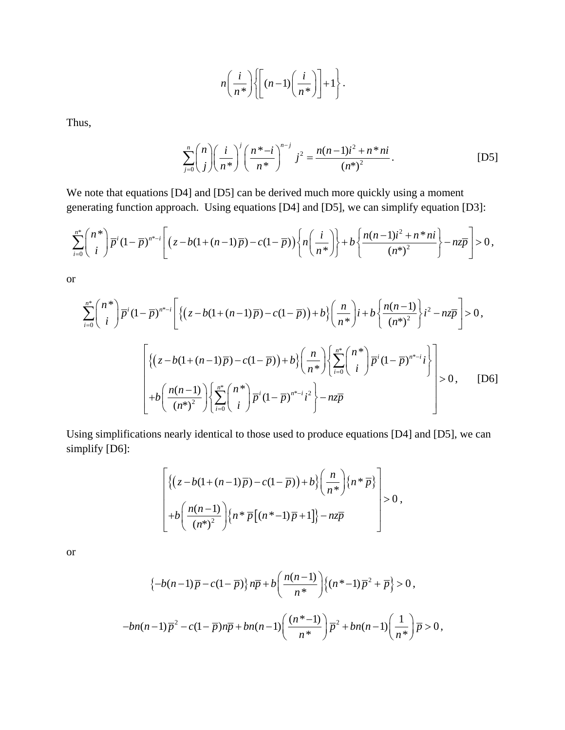$$n\left(\frac{i}{n*}\right)\left\{\left[(n-1)\left(\frac{i}{n*}\right)\right]+1\right\}.$$

Thus,

$$\sum_{j=0}^{n}\binom{n}{j}\left(\frac{i}{n*}\right)^{j}\left(\frac{n*-i}{n*}\right)^{n-j} j^{2}=\frac{n(n-1)i^{2}+n*ni}{(n*)^{2}}. \qquad \text{[D5]}$$

We note that equations [D4] and [D5] can be derived much more quickly using a moment generating function approach. Using equations [D4] and [D5], we can simplify equation [D3]:

$$\sum_{i=0}^{n*}\binom{n*}{i}\overline{p}^{i}(1-\overline{p})^{n*-i}\left[\left(z-b(1+(n-1)\overline{p})-c(1-\overline{p})\right)\left\{n\left(\frac{i}{n*}\right)\right\}+b\left\{\frac{n(n-1)i^{2}+n*ni}{(n*)^{2}}\right\}-nz\overline{p}\right]>0,$$

or

$$\sum_{i=0}^{n*}\binom{n*}{i}\overline{p}^{i}(1-\overline{p})^{n*-i}\left[\left\{\left(z-b(1+(n-1)\overline{p})-c(1-\overline{p})\right)+b\right\}\left(\frac{n}{n*}\right)i+b\left\{\frac{n(n-1)}{(n*)^{2}}\right\}i^{2}-nz\overline{p}\right]>0,$$

$$\left[\begin{array}{l}\left\{\left(z-b(1+(n-1)\overline{p})-c(1-\overline{p})\right)+b\right\}\left(\dfrac{n}{n*}\right)\left\{\displaystyle\sum_{i=0}^{n*}\binom{n*}{i}\overline{p}^{i}(1-\overline{p})^{n*-i}i\right\}\\ +b\left(\dfrac{n(n-1)}{(n*)^{2}}\right)\left\{\displaystyle\sum_{i=0}^{n*}\binom{n*}{i}\overline{p}^{i}(1-\overline{p})^{n*-i}i^{2}\right\}-nz\overline{p}\end{array}\right]>0, \qquad \text{[D6]}$$

Using simplifications nearly identical to those used to produce equations [D4] and [D5], we can simplify [D6]:

$$\left[\begin{array}{l}\left\{\left(z-b(1+(n-1)\overline{p})-c(1-\overline{p})\right)+b\right\}\left(\dfrac{n}{n*}\right)\left\{n*\overline{p}\right\}\\ +b\left(\dfrac{n(n-1)}{(n*)^{2}}\right)\left\{n*\overline{p}\left[(n*-1)\overline{p}+1\right]\right\}-nz\overline{p}\end{array}\right]>0,$$

or

$$\left\{-b(n-1)\overline{p}-c(1-\overline{p})\right\}n\overline{p}+b\left(\frac{n(n-1)}{n*}\right)\left\{(n*-1)\overline{p}^{2}+\overline{p}\right\}>0,$$

$$-bn(n-1)\overline{p}^{2}-c(1-\overline{p})n\overline{p}+bn(n-1)\left(\frac{(n*-1)}{n*}\right)\overline{p}^{2}+bn(n-1)\left(\frac{1}{n*}\right)\overline{p}>0,$$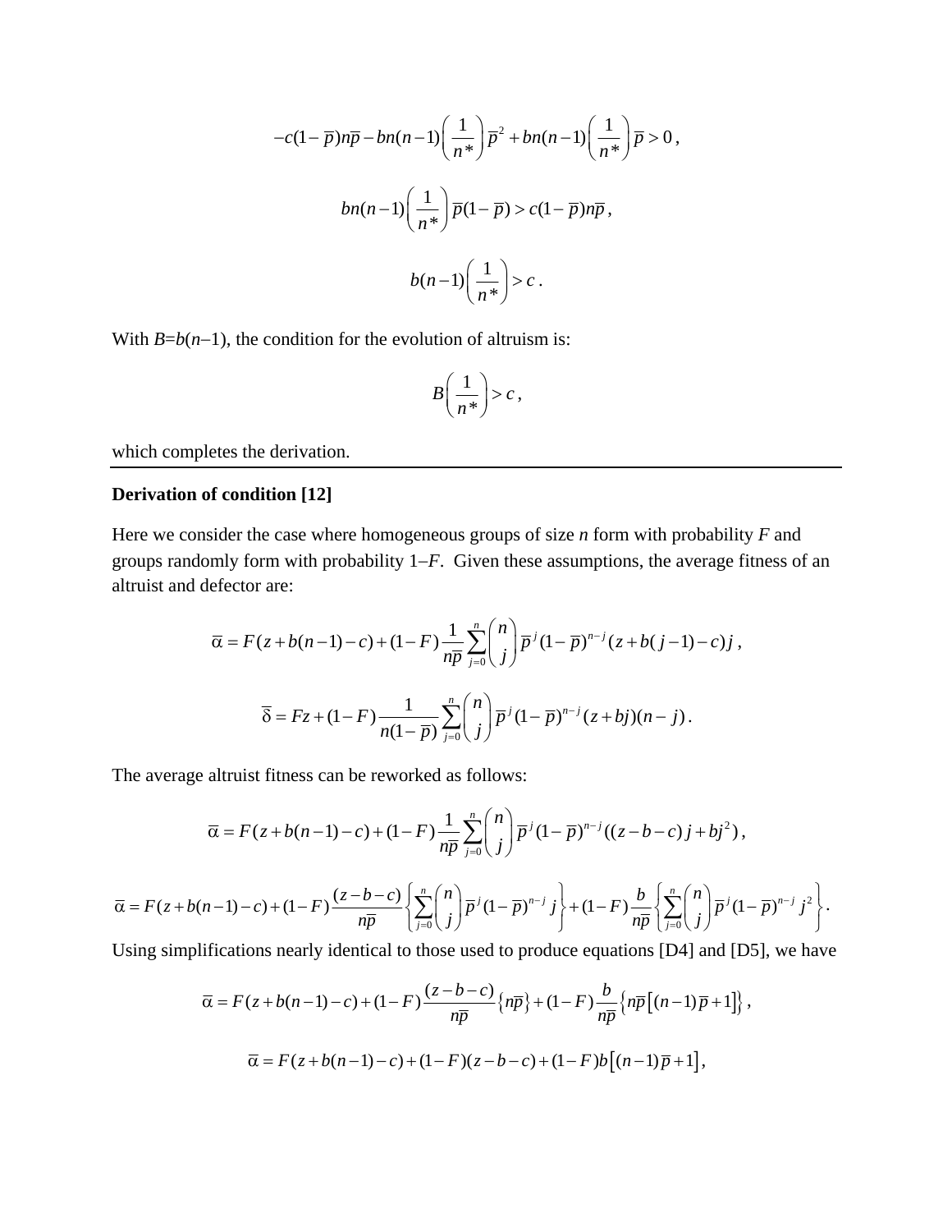$$-c(1-\bar{p})n\bar{p} - bn(n-1)\left(\frac{1}{n*}\right)\bar{p}^2 + bn(n-1)\left(\frac{1}{n*}\right)\bar{p} > 0\,,$$

$$bn(n-1)\left(\frac{1}{n*}\right)\bar{p}(1-\bar{p}) > c(1-\bar{p})n\bar{p}\,,$$

$$b(n-1)\left(\frac{1}{n*}\right) > c\,.$$

With $B$=$b$($n$–1), the condition for the evolution of altruism is:

$$B\left(\frac{1}{n*}\right) > c\,,$$

which completes the derivation.

---

**Derivation of condition [12]**

Here we consider the case where homogeneous groups of size $n$ form with probability $F$ and groups randomly form with probability 1–$F$. Given these assumptions, the average fitness of an altruist and defector are:

$$\bar{\alpha} = F(z + b(n-1) - c) + (1-F)\frac{1}{n\bar{p}}\sum_{j=0}^{n}\binom{n}{j}\bar{p}^j(1-\bar{p})^{n-j}(z + b(j-1) - c)j\,,$$

$$\bar{\delta} = Fz + (1-F)\frac{1}{n(1-\bar{p})}\sum_{j=0}^{n}\binom{n}{j}\bar{p}^j(1-\bar{p})^{n-j}(z + bj)(n-j)\,.$$

The average altruist fitness can be reworked as follows:

$$\bar{\alpha} = F(z + b(n-1) - c) + (1-F)\frac{1}{n\bar{p}}\sum_{j=0}^{n}\binom{n}{j}\bar{p}^j(1-\bar{p})^{n-j}((z - b - c)j + bj^2)\,,$$

$$\bar{\alpha} = F(z + b(n-1) - c) + (1-F)\frac{(z-b-c)}{n\bar{p}}\left\{\sum_{j=0}^{n}\binom{n}{j}\bar{p}^j(1-\bar{p})^{n-j}j\right\} + (1-F)\frac{b}{n\bar{p}}\left\{\sum_{j=0}^{n}\binom{n}{j}\bar{p}^j(1-\bar{p})^{n-j}j^2\right\}.$$

Using simplifications nearly identical to those used to produce equations [D4] and [D5], we have

$$\bar{\alpha} = F(z + b(n-1) - c) + (1-F)\frac{(z-b-c)}{n\bar{p}}\left\{n\bar{p}\right\} + (1-F)\frac{b}{n\bar{p}}\left\{n\bar{p}\left[(n-1)\bar{p} + 1\right]\right\},$$

$$\bar{\alpha} = F(z + b(n-1) - c) + (1-F)(z - b - c) + (1-F)b\left[(n-1)\bar{p} + 1\right],$$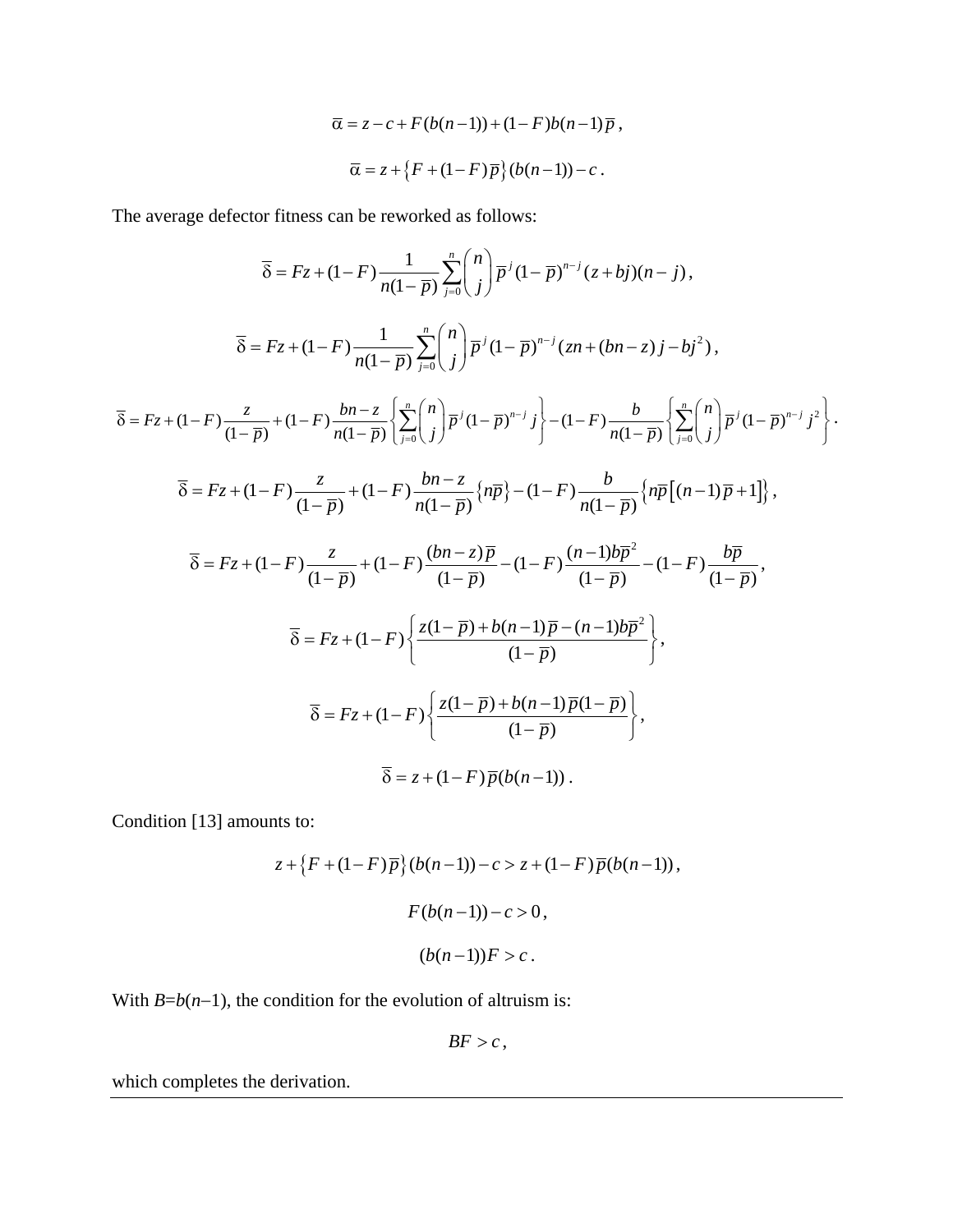$$\overline{\alpha} = z - c + F(b(n-1)) + (1-F)b(n-1)\overline{p}\,,$$

$$\overline{\alpha} = z + \left\{F + (1-F)\overline{p}\right\}(b(n-1)) - c\,.$$

The average defector fitness can be reworked as follows:

$$\overline{\delta} = Fz + (1-F)\frac{1}{n(1-\overline{p})}\sum_{j=0}^{n}\binom{n}{j}\overline{p}^{\,j}(1-\overline{p})^{n-j}(z+bj)(n-j)\,,$$

$$\overline{\delta} = Fz + (1-F)\frac{1}{n(1-\overline{p})}\sum_{j=0}^{n}\binom{n}{j}\overline{p}^{\,j}(1-\overline{p})^{n-j}(zn+(bn-z)j-bj^2)\,,$$

$$\overline{\delta} = Fz + (1-F)\frac{z}{(1-\overline{p})} + (1-F)\frac{bn-z}{n(1-\overline{p})}\left\{\sum_{j=0}^{n}\binom{n}{j}\overline{p}^{\,j}(1-\overline{p})^{n-j}j\right\} - (1-F)\frac{b}{n(1-\overline{p})}\left\{\sum_{j=0}^{n}\binom{n}{j}\overline{p}^{\,j}(1-\overline{p})^{n-j}j^2\right\}.$$

$$\overline{\delta} = Fz + (1-F)\frac{z}{(1-\overline{p})} + (1-F)\frac{bn-z}{n(1-\overline{p})}\left\{n\overline{p}\right\} - (1-F)\frac{b}{n(1-\overline{p})}\left\{n\overline{p}\left[(n-1)\overline{p}+1\right]\right\},$$

$$\overline{\delta} = Fz + (1-F)\frac{z}{(1-\overline{p})} + (1-F)\frac{(bn-z)\overline{p}}{(1-\overline{p})} - (1-F)\frac{(n-1)b\overline{p}^2}{(1-\overline{p})} - (1-F)\frac{b\overline{p}}{(1-\overline{p})}\,,$$

$$\overline{\delta} = Fz + (1-F)\left\{\frac{z(1-\overline{p}) + b(n-1)\overline{p} - (n-1)b\overline{p}^2}{(1-\overline{p})}\right\},$$

$$\overline{\delta} = Fz + (1-F)\left\{\frac{z(1-\overline{p}) + b(n-1)\overline{p}(1-\overline{p})}{(1-\overline{p})}\right\},$$

$$\overline{\delta} = z + (1-F)\overline{p}(b(n-1))\,.$$

Condition [13] amounts to:

$$z + \left\{F + (1-F)\overline{p}\right\}(b(n-1)) - c > z + (1-F)\overline{p}(b(n-1))\,,$$

$$F(b(n-1)) - c > 0\,,$$

$$(b(n-1))F > c\,.$$

With $B$=$b(n$–1), the condition for the evolution of altruism is:

$$BF > c\,,$$

which completes the derivation.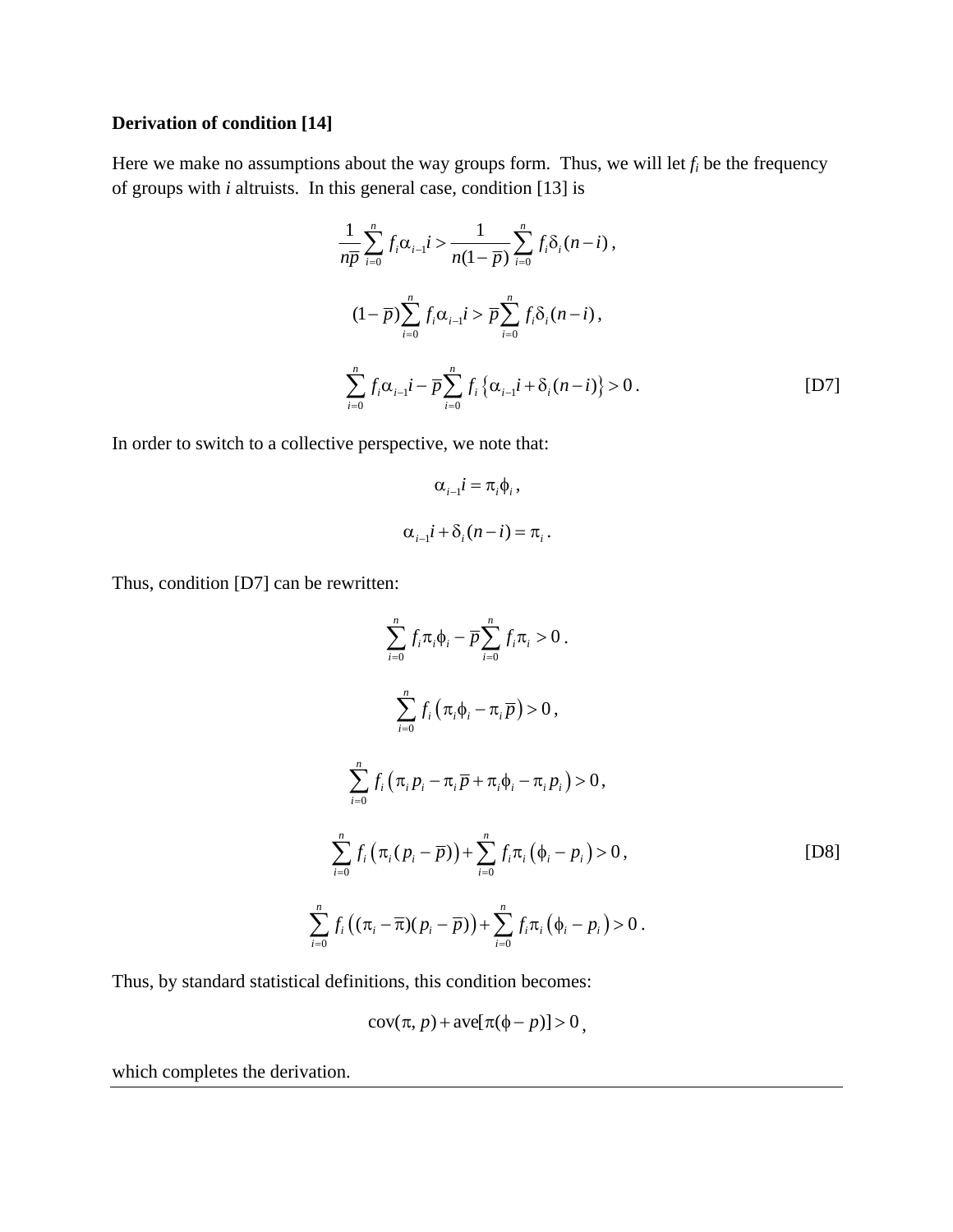**Derivation of condition [14]**

Here we make no assumptions about the way groups form. Thus, we will let $f_i$ be the frequency of groups with $i$ altruists. In this general case, condition [13] is

$$\frac{1}{n\overline{p}}\sum_{i=0}^{n} f_i \alpha_{i-1} i > \frac{1}{n(1-\overline{p})}\sum_{i=0}^{n} f_i \delta_i (n-i)\,,$$

$$(1-\overline{p})\sum_{i=0}^{n} f_i \alpha_{i-1} i > \overline{p}\sum_{i=0}^{n} f_i \delta_i (n-i)\,,$$

$$\sum_{i=0}^{n} f_i \alpha_{i-1} i - \overline{p}\sum_{i=0}^{n} f_i \left\{\alpha_{i-1} i + \delta_i (n-i)\right\} > 0\,. \tag{D7}$$

In order to switch to a collective perspective, we note that:

$$\alpha_{i-1} i = \pi_i \phi_i\,,$$

$$\alpha_{i-1} i + \delta_i (n-i) = \pi_i\,.$$

Thus, condition [D7] can be rewritten:

$$\sum_{i=0}^{n} f_i \pi_i \phi_i - \overline{p}\sum_{i=0}^{n} f_i \pi_i > 0\,.$$

$$\sum_{i=0}^{n} f_i \left(\pi_i \phi_i - \pi_i \overline{p}\right) > 0\,,$$

$$\sum_{i=0}^{n} f_i \left(\pi_i p_i - \pi_i \overline{p} + \pi_i \phi_i - \pi_i p_i\right) > 0\,,$$

$$\sum_{i=0}^{n} f_i \left(\pi_i (p_i - \overline{p})\right) + \sum_{i=0}^{n} f_i \pi_i \left(\phi_i - p_i\right) > 0\,, \tag{D8}$$

$$\sum_{i=0}^{n} f_i \left((\pi_i - \overline{\pi})(p_i - \overline{p})\right) + \sum_{i=0}^{n} f_i \pi_i \left(\phi_i - p_i\right) > 0\,.$$

Thus, by standard statistical definitions, this condition becomes:

$$\mathrm{cov}(\pi, p) + \mathrm{ave}[\pi(\phi - p)] > 0\,,$$

which completes the derivation.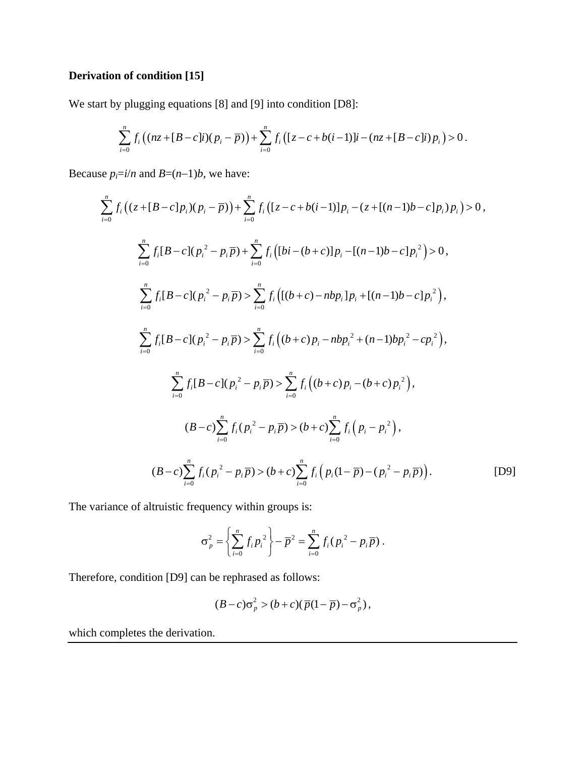**Derivation of condition [15]**

We start by plugging equations [8] and [9] into condition [D8]:

$$\sum_{i=0}^{n} f_i \left( (nz + [B-c]i)(p_i - \overline{p}) \right) + \sum_{i=0}^{n} f_i \left( [z - c + b(i-1)]i - (nz + [B-c]i)\, p_i \right) > 0 \,.$$

Because $p_i = i/n$ and $B = (n-1)b$, we have:

$$\sum_{i=0}^{n} f_i \left( (z + [B-c]p_i)(p_i - \overline{p}) \right) + \sum_{i=0}^{n} f_i \left( [z - c + b(i-1)]p_i - (z + [(n-1)b - c]p_i)\, p_i \right) > 0 \,,$$

$$\sum_{i=0}^{n} f_i [B-c](p_i{}^2 - p_i \overline{p}) + \sum_{i=0}^{n} f_i \left( [bi - (b+c)]p_i - [(n-1)b - c]p_i{}^2 \right) > 0 \,,$$

$$\sum_{i=0}^{n} f_i [B-c](p_i{}^2 - p_i \overline{p}) > \sum_{i=0}^{n} f_i \left( [(b+c) - nbp_i]p_i + [(n-1)b - c]p_i{}^2 \right),$$

$$\sum_{i=0}^{n} f_i [B-c](p_i{}^2 - p_i \overline{p}) > \sum_{i=0}^{n} f_i \left( (b+c)p_i - nbp_i{}^2 + (n-1)bp_i{}^2 - cp_i{}^2 \right),$$

$$\sum_{i=0}^{n} f_i [B-c](p_i{}^2 - p_i \overline{p}) > \sum_{i=0}^{n} f_i \left( (b+c)p_i - (b+c)p_i{}^2 \right),$$

$$(B-c)\sum_{i=0}^{n} f_i (p_i{}^2 - p_i \overline{p}) > (b+c)\sum_{i=0}^{n} f_i \left( p_i - p_i{}^2 \right),$$

$$(B-c)\sum_{i=0}^{n} f_i (p_i{}^2 - p_i \overline{p}) > (b+c)\sum_{i=0}^{n} f_i \left( p_i(1-\overline{p}) - (p_i{}^2 - p_i \overline{p}) \right). \qquad \text{[D9]}$$

The variance of altruistic frequency within groups is:

$$\sigma_p^2 = \left\{ \sum_{i=0}^{n} f_i p_i{}^2 \right\} - \overline{p}^2 = \sum_{i=0}^{n} f_i (p_i{}^2 - p_i \overline{p}) \,.$$

Therefore, condition [D9] can be rephrased as follows:

$$(B-c)\sigma_p^2 > (b+c)(\overline{p}(1-\overline{p}) - \sigma_p^2)\,,$$

which completes the derivation.